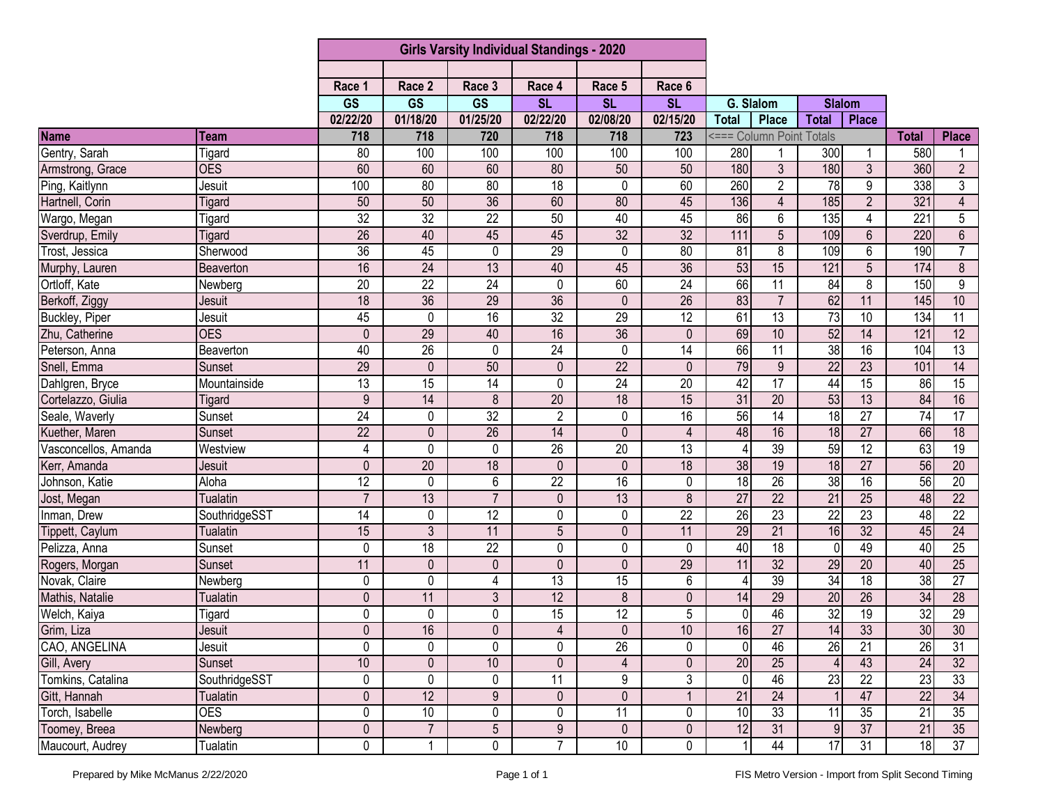| | | Girls Varsity Individual Standings - 2020 | | | | | | | | | | | |
|---|---|---|---|---|---|---|---|---|---|---|---|---|---|
| | | Race 1 | Race 2 | Race 3 | Race 4 | Race 5 | Race 6 | | | | | | |
| | | GS | GS | GS | SL | SL | SL | G. Slalom | | Slalom | | | |
| | | 02/22/20 | 01/18/20 | 01/25/20 | 02/22/20 | 02/08/20 | 02/15/20 | Total | Place | Total | Place | | |
| **Name** | **Team** | 718 | 718 | 720 | 718 | 718 | 723 | <=== Column Point Totals | | | | **Total** | **Place** |
| Gentry, Sarah | Tigard | 80 | 100 | 100 | 100 | 100 | 100 | 280 | 1 | 300 | 1 | 580 | 1 |
| Armstrong, Grace | OES | 60 | 60 | 60 | 80 | 50 | 50 | 180 | 3 | 180 | 3 | 360 | 2 |
| Ping, Kaitlynn | Jesuit | 100 | 80 | 80 | 18 | 0 | 60 | 260 | 2 | 78 | 9 | 338 | 3 |
| Hartnell, Corin | Tigard | 50 | 50 | 36 | 60 | 80 | 45 | 136 | 4 | 185 | 2 | 321 | 4 |
| Wargo, Megan | Tigard | 32 | 32 | 22 | 50 | 40 | 45 | 86 | 6 | 135 | 4 | 221 | 5 |
| Sverdrup, Emily | Tigard | 26 | 40 | 45 | 45 | 32 | 32 | 111 | 5 | 109 | 6 | 220 | 6 |
| Trost, Jessica | Sherwood | 36 | 45 | 0 | 29 | 0 | 80 | 81 | 8 | 109 | 6 | 190 | 7 |
| Murphy, Lauren | Beaverton | 16 | 24 | 13 | 40 | 45 | 36 | 53 | 15 | 121 | 5 | 174 | 8 |
| Ortloff, Kate | Newberg | 20 | 22 | 24 | 0 | 60 | 24 | 66 | 11 | 84 | 8 | 150 | 9 |
| Berkoff, Ziggy | Jesuit | 18 | 36 | 29 | 36 | 0 | 26 | 83 | 7 | 62 | 11 | 145 | 10 |
| Buckley, Piper | Jesuit | 45 | 0 | 16 | 32 | 29 | 12 | 61 | 13 | 73 | 10 | 134 | 11 |
| Zhu, Catherine | OES | 0 | 29 | 40 | 16 | 36 | 0 | 69 | 10 | 52 | 14 | 121 | 12 |
| Peterson, Anna | Beaverton | 40 | 26 | 0 | 24 | 0 | 14 | 66 | 11 | 38 | 16 | 104 | 13 |
| Snell, Emma | Sunset | 29 | 0 | 50 | 0 | 22 | 0 | 79 | 9 | 22 | 23 | 101 | 14 |
| Dahlgren, Bryce | Mountainside | 13 | 15 | 14 | 0 | 24 | 20 | 42 | 17 | 44 | 15 | 86 | 15 |
| Cortelazzo, Giulia | Tigard | 9 | 14 | 8 | 20 | 18 | 15 | 31 | 20 | 53 | 13 | 84 | 16 |
| Seale, Waverly | Sunset | 24 | 0 | 32 | 2 | 0 | 16 | 56 | 14 | 18 | 27 | 74 | 17 |
| Kuether, Maren | Sunset | 22 | 0 | 26 | 14 | 0 | 4 | 48 | 16 | 18 | 27 | 66 | 18 |
| Vasconcellos, Amanda | Westview | 4 | 0 | 0 | 26 | 20 | 13 | 4 | 39 | 59 | 12 | 63 | 19 |
| Kerr, Amanda | Jesuit | 0 | 20 | 18 | 0 | 0 | 18 | 38 | 19 | 18 | 27 | 56 | 20 |
| Johnson, Katie | Aloha | 12 | 0 | 6 | 22 | 16 | 0 | 18 | 26 | 38 | 16 | 56 | 20 |
| Jost, Megan | Tualatin | 7 | 13 | 7 | 0 | 13 | 8 | 27 | 22 | 21 | 25 | 48 | 22 |
| Inman, Drew | SouthridgeSST | 14 | 0 | 12 | 0 | 0 | 22 | 26 | 23 | 22 | 23 | 48 | 22 |
| Tippett, Caylum | Tualatin | 15 | 3 | 11 | 5 | 0 | 11 | 29 | 21 | 16 | 32 | 45 | 24 |
| Pelizza, Anna | Sunset | 0 | 18 | 22 | 0 | 0 | 0 | 40 | 18 | 0 | 49 | 40 | 25 |
| Rogers, Morgan | Sunset | 11 | 0 | 0 | 0 | 0 | 29 | 11 | 32 | 29 | 20 | 40 | 25 |
| Novak, Claire | Newberg | 0 | 0 | 4 | 13 | 15 | 6 | 4 | 39 | 34 | 18 | 38 | 27 |
| Mathis, Natalie | Tualatin | 0 | 11 | 3 | 12 | 8 | 0 | 14 | 29 | 20 | 26 | 34 | 28 |
| Welch, Kaiya | Tigard | 0 | 0 | 0 | 15 | 12 | 5 | 0 | 46 | 32 | 19 | 32 | 29 |
| Grim, Liza | Jesuit | 0 | 16 | 0 | 4 | 0 | 10 | 16 | 27 | 14 | 33 | 30 | 30 |
| CAO, ANGELINA | Jesuit | 0 | 0 | 0 | 0 | 26 | 0 | 0 | 46 | 26 | 21 | 26 | 31 |
| Gill, Avery | Sunset | 10 | 0 | 10 | 0 | 4 | 0 | 20 | 25 | 4 | 43 | 24 | 32 |
| Tomkins, Catalina | SouthridgeSST | 0 | 0 | 0 | 11 | 9 | 3 | 0 | 46 | 23 | 22 | 23 | 33 |
| Gitt, Hannah | Tualatin | 0 | 12 | 9 | 0 | 0 | 1 | 21 | 24 | 1 | 47 | 22 | 34 |
| Torch, Isabelle | OES | 0 | 10 | 0 | 0 | 11 | 0 | 10 | 33 | 11 | 35 | 21 | 35 |
| Toomey, Breea | Newberg | 0 | 7 | 5 | 9 | 0 | 0 | 12 | 31 | 9 | 37 | 21 | 35 |
| Maucourt, Audrey | Tualatin | 0 | 1 | 0 | 7 | 10 | 0 | 1 | 44 | 17 | 31 | 18 | 37 |

Prepared by Mike McManus 2/22/2020

FIS Metro Version - Import from Split Second Timing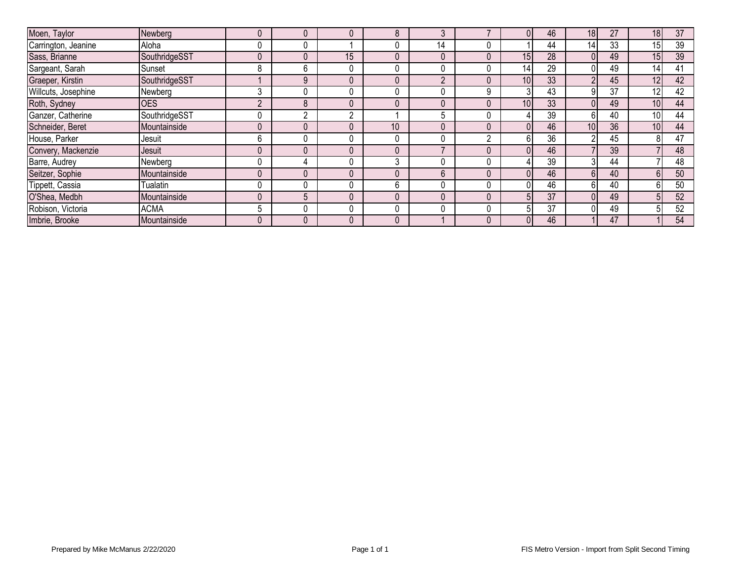| | | | | | | | | | | | | | |
|---|---|---|---|---|---|---|---|---|---|---|---|---|---|
| Moen, Taylor | Newberg | 0 | 0 | 0 | 8 | 3 | 7 | 0 | 46 | 18 | 27 | 18 | 37 |
| Carrington, Jeanine | Aloha | 0 | 0 | 1 | 0 | 14 | 0 | 1 | 44 | 14 | 33 | 15 | 39 |
| Sass, Brianne | SouthridgeSST | 0 | 0 | 15 | 0 | 0 | 0 | 15 | 28 | 0 | 49 | 15 | 39 |
| Sargeant, Sarah | Sunset | 8 | 6 | 0 | 0 | 0 | 0 | 14 | 29 | 0 | 49 | 14 | 41 |
| Graeper, Kirstin | SouthridgeSST | 1 | 9 | 0 | 0 | 2 | 0 | 10 | 33 | 2 | 45 | 12 | 42 |
| Willcuts, Josephine | Newberg | 3 | 0 | 0 | 0 | 0 | 9 | 3 | 43 | 9 | 37 | 12 | 42 |
| Roth, Sydney | OES | 2 | 8 | 0 | 0 | 0 | 0 | 10 | 33 | 0 | 49 | 10 | 44 |
| Ganzer, Catherine | SouthridgeSST | 0 | 2 | 2 | 1 | 5 | 0 | 4 | 39 | 6 | 40 | 10 | 44 |
| Schneider, Beret | Mountainside | 0 | 0 | 0 | 10 | 0 | 0 | 0 | 46 | 10 | 36 | 10 | 44 |
| House, Parker | Jesuit | 6 | 0 | 0 | 0 | 0 | 2 | 6 | 36 | 2 | 45 | 8 | 47 |
| Convery, Mackenzie | Jesuit | 0 | 0 | 0 | 0 | 7 | 0 | 0 | 46 | 7 | 39 | 7 | 48 |
| Barre, Audrey | Newberg | 0 | 4 | 0 | 3 | 0 | 0 | 4 | 39 | 3 | 44 | 7 | 48 |
| Seitzer, Sophie | Mountainside | 0 | 0 | 0 | 0 | 6 | 0 | 0 | 46 | 6 | 40 | 6 | 50 |
| Tippett, Cassia | Tualatin | 0 | 0 | 0 | 6 | 0 | 0 | 0 | 46 | 6 | 40 | 6 | 50 |
| O'Shea, Medbh | Mountainside | 0 | 5 | 0 | 0 | 0 | 0 | 5 | 37 | 0 | 49 | 5 | 52 |
| Robison, Victoria | ACMA | 5 | 0 | 0 | 0 | 0 | 0 | 5 | 37 | 0 | 49 | 5 | 52 |
| Imbrie, Brooke | Mountainside | 0 | 0 | 0 | 0 | 1 | 0 | 0 | 46 | 1 | 47 | 1 | 54 |

Prepared by Mike McManus 2/22/2020

FIS Metro Version - Import from Split Second Timing